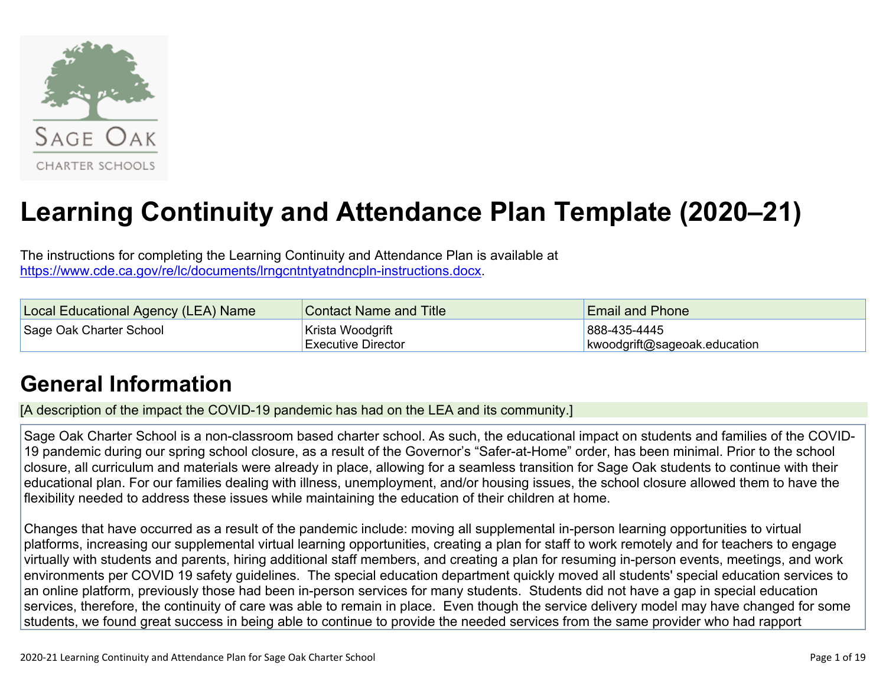# Learning Continuity and Attendance Plan Template (2020–21)

The instructions for completing the Learning Continuity and Attendance Plan is available at [https://www.cde.ca.gov/re/lc/documents/lrngcntntyatndncpln-instructions.docx](https://www.cde.ca.gov/re/lc/documents/lrngcntntyatndncpln-instructions.docx).

| Local Educational Agency (LEA) Name | Contact Name and Title | Email and Phone |
|---|---|---|
| Sage Oak Charter School | Krista Woodgrift<br>Executive Director | 888-435-4445<br>kwoodgrift@sageoak.education |

## General Information

[A description of the impact the COVID-19 pandemic has had on the LEA and its community.]

Sage Oak Charter School is a non-classroom based charter school. As such, the educational impact on students and families of the COVID-19 pandemic during our spring school closure, as a result of the Governor's "Safer-at-Home" order, has been minimal. Prior to the school closure, all curriculum and materials were already in place, allowing for a seamless transition for Sage Oak students to continue with their educational plan. For our families dealing with illness, unemployment, and/or housing issues, the school closure allowed them to have the flexibility needed to address these issues while maintaining the education of their children at home.

Changes that have occurred as a result of the pandemic include: moving all supplemental in-person learning opportunities to virtual platforms, increasing our supplemental virtual learning opportunities, creating a plan for staff to work remotely and for teachers to engage virtually with students and parents, hiring additional staff members, and creating a plan for resuming in-person events, meetings, and work environments per COVID 19 safety guidelines. The special education department quickly moved all students' special education services to an online platform, previously those had been in-person services for many students. Students did not have a gap in special education services, therefore, the continuity of care was able to remain in place. Even though the service delivery model may have changed for some students, we found great success in being able to continue to provide the needed services from the same provider who had rapport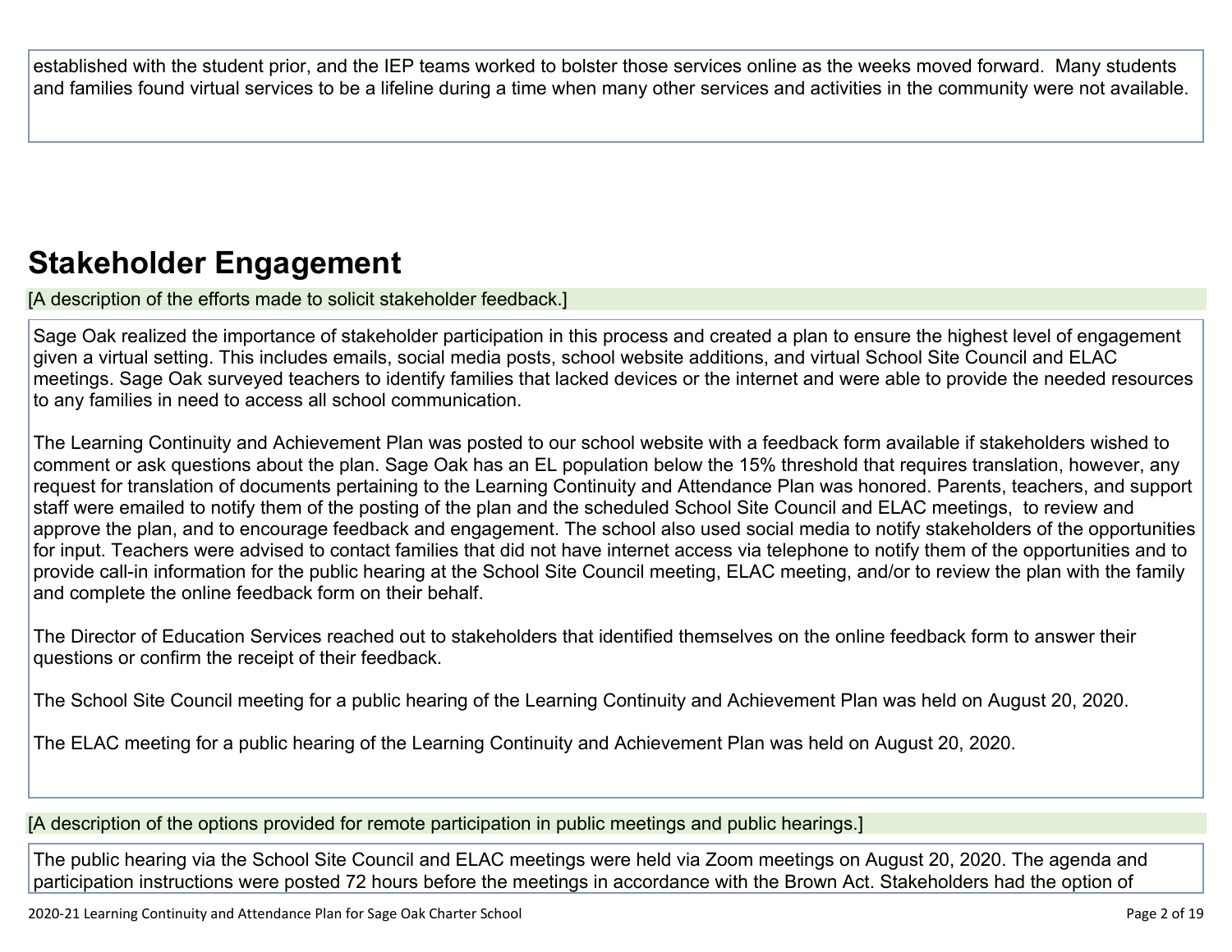established with the student prior, and the IEP teams worked to bolster those services online as the weeks moved forward. Many students and families found virtual services to be a lifeline during a time when many other services and activities in the community were not available.

## Stakeholder Engagement

[A description of the efforts made to solicit stakeholder feedback.]

Sage Oak realized the importance of stakeholder participation in this process and created a plan to ensure the highest level of engagement given a virtual setting. This includes emails, social media posts, school website additions, and virtual School Site Council and ELAC meetings. Sage Oak surveyed teachers to identify families that lacked devices or the internet and were able to provide the needed resources to any families in need to access all school communication.

The Learning Continuity and Achievement Plan was posted to our school website with a feedback form available if stakeholders wished to comment or ask questions about the plan. Sage Oak has an EL population below the 15% threshold that requires translation, however, any request for translation of documents pertaining to the Learning Continuity and Attendance Plan was honored. Parents, teachers, and support staff were emailed to notify them of the posting of the plan and the scheduled School Site Council and ELAC meetings, to review and approve the plan, and to encourage feedback and engagement. The school also used social media to notify stakeholders of the opportunities for input. Teachers were advised to contact families that did not have internet access via telephone to notify them of the opportunities and to provide call-in information for the public hearing at the School Site Council meeting, ELAC meeting, and/or to review the plan with the family and complete the online feedback form on their behalf.

The Director of Education Services reached out to stakeholders that identified themselves on the online feedback form to answer their questions or confirm the receipt of their feedback.

The School Site Council meeting for a public hearing of the Learning Continuity and Achievement Plan was held on August 20, 2020.

The ELAC meeting for a public hearing of the Learning Continuity and Achievement Plan was held on August 20, 2020.

[A description of the options provided for remote participation in public meetings and public hearings.]

The public hearing via the School Site Council and ELAC meetings were held via Zoom meetings on August 20, 2020. The agenda and participation instructions were posted 72 hours before the meetings in accordance with the Brown Act. Stakeholders had the option of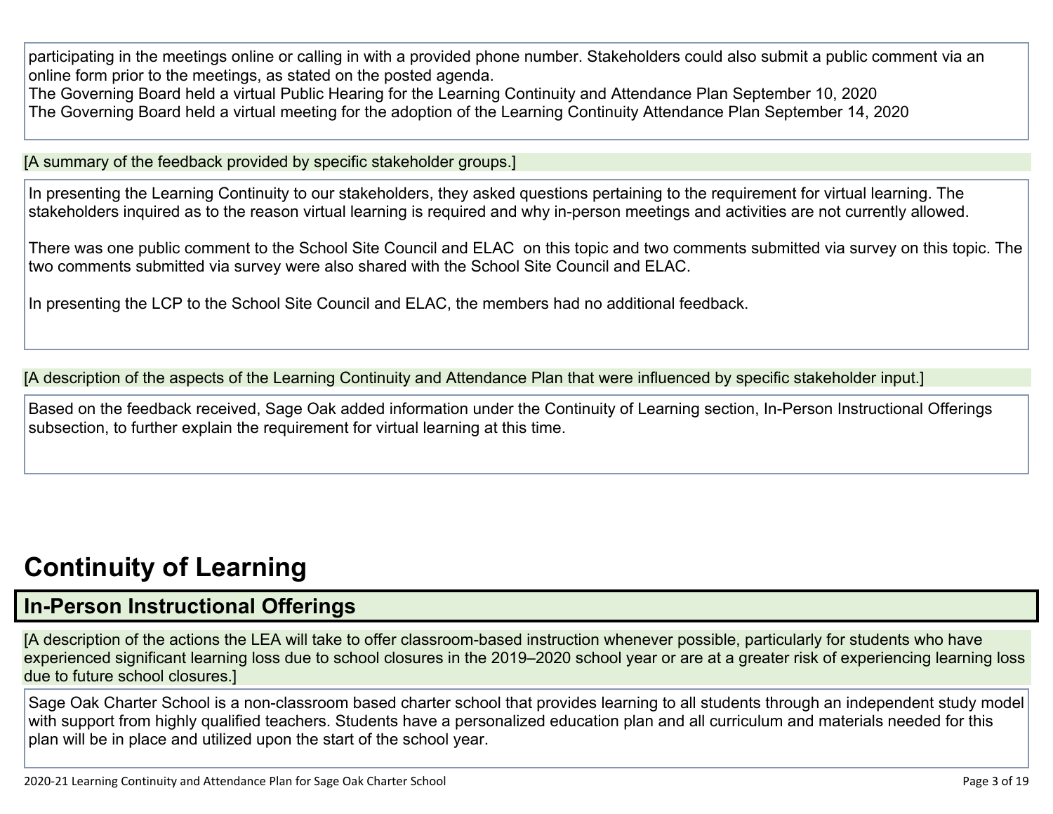participating in the meetings online or calling in with a provided phone number. Stakeholders could also submit a public comment via an online form prior to the meetings, as stated on the posted agenda.
The Governing Board held a virtual Public Hearing for the Learning Continuity and Attendance Plan September 10, 2020
The Governing Board held a virtual meeting for the adoption of the Learning Continuity Attendance Plan September 14, 2020

[A summary of the feedback provided by specific stakeholder groups.]

In presenting the Learning Continuity to our stakeholders, they asked questions pertaining to the requirement for virtual learning. The stakeholders inquired as to the reason virtual learning is required and why in-person meetings and activities are not currently allowed.

There was one public comment to the School Site Council and ELAC on this topic and two comments submitted via survey on this topic. The two comments submitted via survey were also shared with the School Site Council and ELAC.

In presenting the LCP to the School Site Council and ELAC, the members had no additional feedback.

[A description of the aspects of the Learning Continuity and Attendance Plan that were influenced by specific stakeholder input.]

Based on the feedback received, Sage Oak added information under the Continuity of Learning section, In-Person Instructional Offerings subsection, to further explain the requirement for virtual learning at this time.

# Continuity of Learning

## In-Person Instructional Offerings

[A description of the actions the LEA will take to offer classroom-based instruction whenever possible, particularly for students who have experienced significant learning loss due to school closures in the 2019–2020 school year or are at a greater risk of experiencing learning loss due to future school closures.]

Sage Oak Charter School is a non-classroom based charter school that provides learning to all students through an independent study model with support from highly qualified teachers. Students have a personalized education plan and all curriculum and materials needed for this plan will be in place and utilized upon the start of the school year.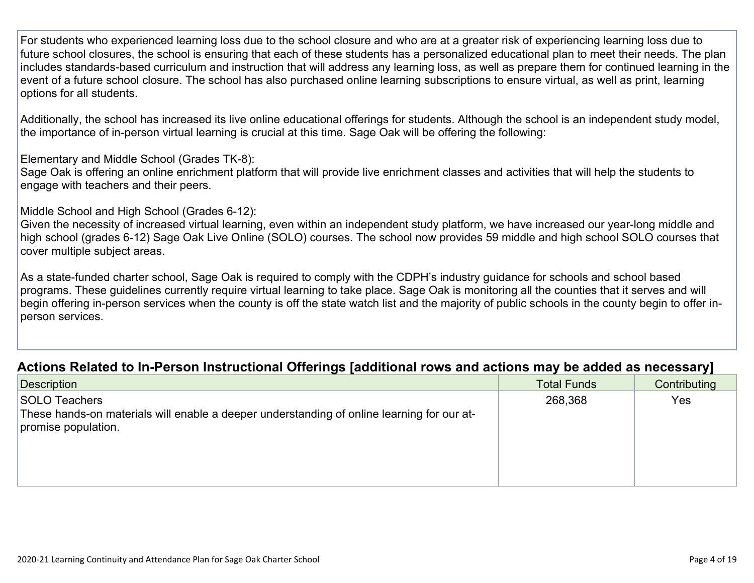For students who experienced learning loss due to the school closure and who are at a greater risk of experiencing learning loss due to future school closures, the school is ensuring that each of these students has a personalized educational plan to meet their needs. The plan includes standards-based curriculum and instruction that will address any learning loss, as well as prepare them for continued learning in the event of a future school closure. The school has also purchased online learning subscriptions to ensure virtual, as well as print, learning options for all students.

Additionally, the school has increased its live online educational offerings for students. Although the school is an independent study model, the importance of in-person virtual learning is crucial at this time. Sage Oak will be offering the following:

Elementary and Middle School (Grades TK-8):
Sage Oak is offering an online enrichment platform that will provide live enrichment classes and activities that will help the students to engage with teachers and their peers.

Middle School and High School (Grades 6-12):
Given the necessity of increased virtual learning, even within an independent study platform, we have increased our year-long middle and high school (grades 6-12) Sage Oak Live Online (SOLO) courses. The school now provides 59 middle and high school SOLO courses that cover multiple subject areas.

As a state-funded charter school, Sage Oak is required to comply with the CDPH's industry guidance for schools and school based programs. These guidelines currently require virtual learning to take place. Sage Oak is monitoring all the counties that it serves and will begin offering in-person services when the county is off the state watch list and the majority of public schools in the county begin to offer in-person services.

## Actions Related to In-Person Instructional Offerings [additional rows and actions may be added as necessary]

| Description | Total Funds | Contributing |
|---|---|---|
| SOLO Teachers<br>These hands-on materials will enable a deeper understanding of online learning for our at-promise population. | 268,368 | Yes |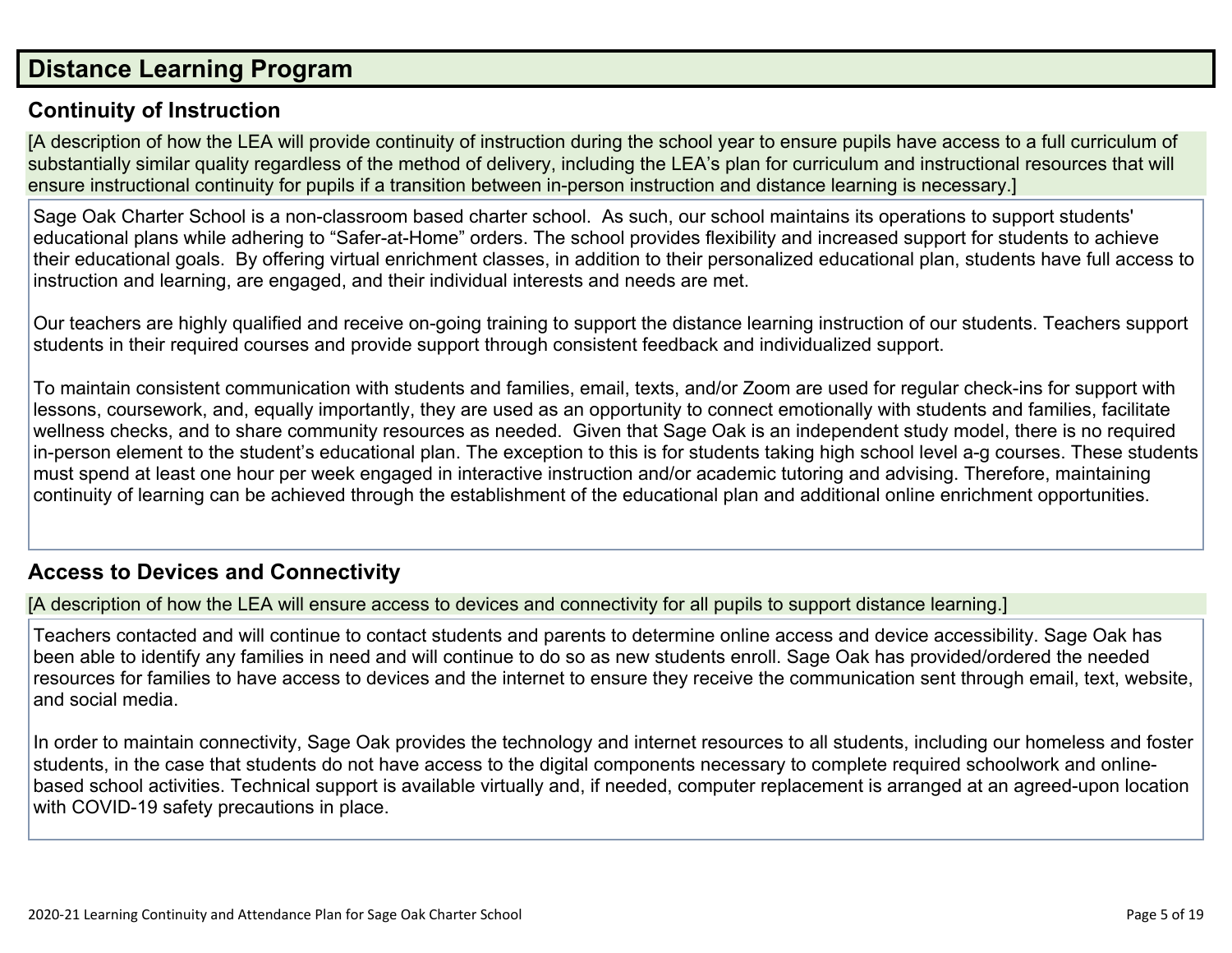# Distance Learning Program

## Continuity of Instruction

[A description of how the LEA will provide continuity of instruction during the school year to ensure pupils have access to a full curriculum of substantially similar quality regardless of the method of delivery, including the LEA's plan for curriculum and instructional resources that will ensure instructional continuity for pupils if a transition between in-person instruction and distance learning is necessary.]

Sage Oak Charter School is a non-classroom based charter school. As such, our school maintains its operations to support students' educational plans while adhering to "Safer-at-Home" orders. The school provides flexibility and increased support for students to achieve their educational goals. By offering virtual enrichment classes, in addition to their personalized educational plan, students have full access to instruction and learning, are engaged, and their individual interests and needs are met.

Our teachers are highly qualified and receive on-going training to support the distance learning instruction of our students. Teachers support students in their required courses and provide support through consistent feedback and individualized support.

To maintain consistent communication with students and families, email, texts, and/or Zoom are used for regular check-ins for support with lessons, coursework, and, equally importantly, they are used as an opportunity to connect emotionally with students and families, facilitate wellness checks, and to share community resources as needed. Given that Sage Oak is an independent study model, there is no required in-person element to the student's educational plan. The exception to this is for students taking high school level a-g courses. These students must spend at least one hour per week engaged in interactive instruction and/or academic tutoring and advising. Therefore, maintaining continuity of learning can be achieved through the establishment of the educational plan and additional online enrichment opportunities.

## Access to Devices and Connectivity

[A description of how the LEA will ensure access to devices and connectivity for all pupils to support distance learning.]

Teachers contacted and will continue to contact students and parents to determine online access and device accessibility. Sage Oak has been able to identify any families in need and will continue to do so as new students enroll. Sage Oak has provided/ordered the needed resources for families to have access to devices and the internet to ensure they receive the communication sent through email, text, website, and social media.

In order to maintain connectivity, Sage Oak provides the technology and internet resources to all students, including our homeless and foster students, in the case that students do not have access to the digital components necessary to complete required schoolwork and online-based school activities. Technical support is available virtually and, if needed, computer replacement is arranged at an agreed-upon location with COVID-19 safety precautions in place.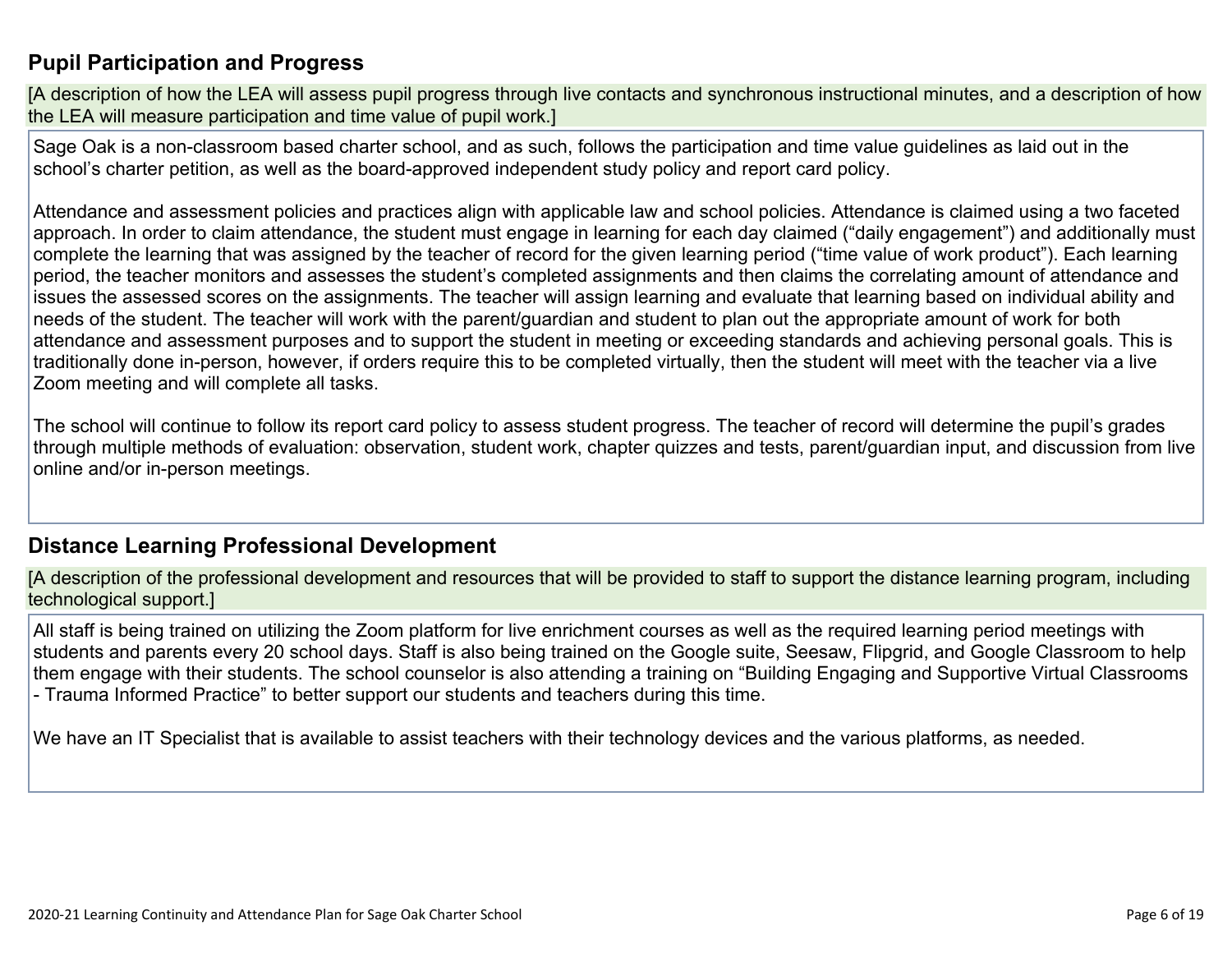## Pupil Participation and Progress

[A description of how the LEA will assess pupil progress through live contacts and synchronous instructional minutes, and a description of how the LEA will measure participation and time value of pupil work.]

Sage Oak is a non-classroom based charter school, and as such, follows the participation and time value guidelines as laid out in the school's charter petition, as well as the board-approved independent study policy and report card policy.

Attendance and assessment policies and practices align with applicable law and school policies. Attendance is claimed using a two faceted approach. In order to claim attendance, the student must engage in learning for each day claimed ("daily engagement") and additionally must complete the learning that was assigned by the teacher of record for the given learning period ("time value of work product"). Each learning period, the teacher monitors and assesses the student's completed assignments and then claims the correlating amount of attendance and issues the assessed scores on the assignments. The teacher will assign learning and evaluate that learning based on individual ability and needs of the student. The teacher will work with the parent/guardian and student to plan out the appropriate amount of work for both attendance and assessment purposes and to support the student in meeting or exceeding standards and achieving personal goals. This is traditionally done in-person, however, if orders require this to be completed virtually, then the student will meet with the teacher via a live Zoom meeting and will complete all tasks.

The school will continue to follow its report card policy to assess student progress. The teacher of record will determine the pupil's grades through multiple methods of evaluation: observation, student work, chapter quizzes and tests, parent/guardian input, and discussion from live online and/or in-person meetings.

## Distance Learning Professional Development

[A description of the professional development and resources that will be provided to staff to support the distance learning program, including technological support.]

All staff is being trained on utilizing the Zoom platform for live enrichment courses as well as the required learning period meetings with students and parents every 20 school days. Staff is also being trained on the Google suite, Seesaw, Flipgrid, and Google Classroom to help them engage with their students. The school counselor is also attending a training on "Building Engaging and Supportive Virtual Classrooms - Trauma Informed Practice" to better support our students and teachers during this time.

We have an IT Specialist that is available to assist teachers with their technology devices and the various platforms, as needed.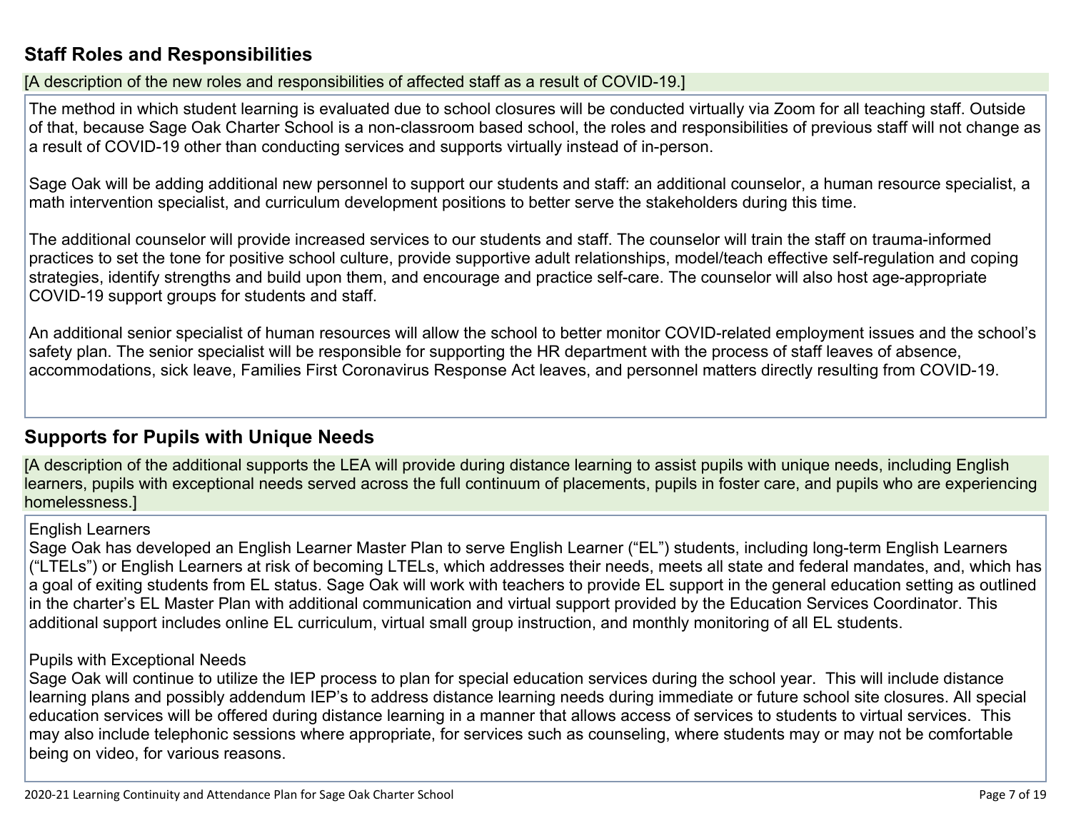## Staff Roles and Responsibilities

[A description of the new roles and responsibilities of affected staff as a result of COVID-19.]

The method in which student learning is evaluated due to school closures will be conducted virtually via Zoom for all teaching staff. Outside of that, because Sage Oak Charter School is a non-classroom based school, the roles and responsibilities of previous staff will not change as a result of COVID-19 other than conducting services and supports virtually instead of in-person.

Sage Oak will be adding additional new personnel to support our students and staff: an additional counselor, a human resource specialist, a math intervention specialist, and curriculum development positions to better serve the stakeholders during this time.

The additional counselor will provide increased services to our students and staff. The counselor will train the staff on trauma-informed practices to set the tone for positive school culture, provide supportive adult relationships, model/teach effective self-regulation and coping strategies, identify strengths and build upon them, and encourage and practice self-care. The counselor will also host age-appropriate COVID-19 support groups for students and staff.

An additional senior specialist of human resources will allow the school to better monitor COVID-related employment issues and the school's safety plan. The senior specialist will be responsible for supporting the HR department with the process of staff leaves of absence, accommodations, sick leave, Families First Coronavirus Response Act leaves, and personnel matters directly resulting from COVID-19.

## Supports for Pupils with Unique Needs

[A description of the additional supports the LEA will provide during distance learning to assist pupils with unique needs, including English learners, pupils with exceptional needs served across the full continuum of placements, pupils in foster care, and pupils who are experiencing homelessness.]

English Learners
Sage Oak has developed an English Learner Master Plan to serve English Learner ("EL") students, including long-term English Learners ("LTELs") or English Learners at risk of becoming LTELs, which addresses their needs, meets all state and federal mandates, and, which has a goal of exiting students from EL status. Sage Oak will work with teachers to provide EL support in the general education setting as outlined in the charter's EL Master Plan with additional communication and virtual support provided by the Education Services Coordinator. This additional support includes online EL curriculum, virtual small group instruction, and monthly monitoring of all EL students.

Pupils with Exceptional Needs
Sage Oak will continue to utilize the IEP process to plan for special education services during the school year. This will include distance learning plans and possibly addendum IEP's to address distance learning needs during immediate or future school site closures. All special education services will be offered during distance learning in a manner that allows access of services to students to virtual services. This may also include telephonic sessions where appropriate, for services such as counseling, where students may or may not be comfortable being on video, for various reasons.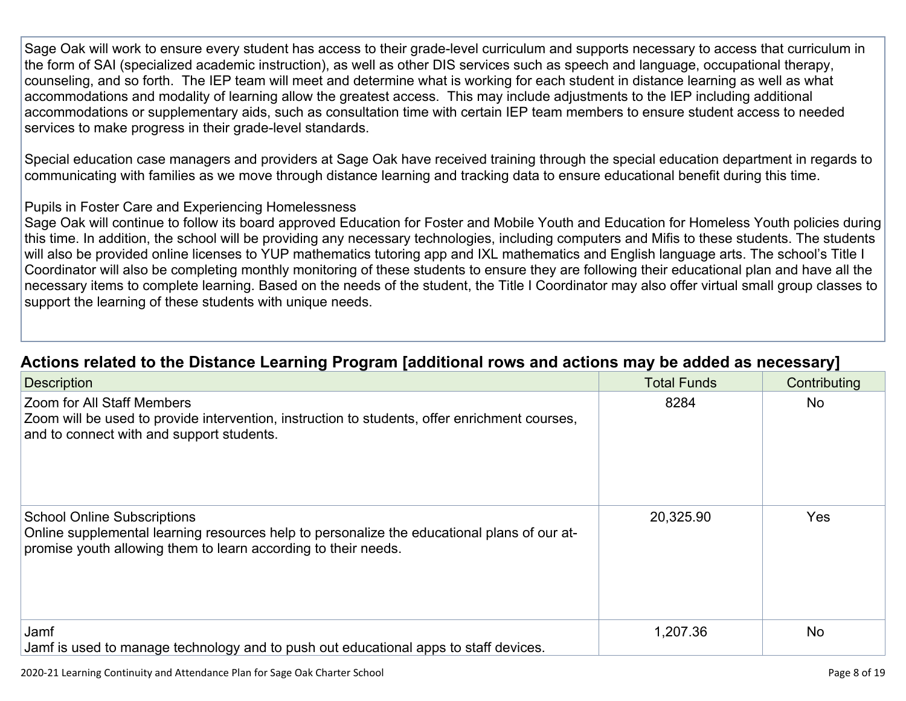Sage Oak will work to ensure every student has access to their grade-level curriculum and supports necessary to access that curriculum in the form of SAI (specialized academic instruction), as well as other DIS services such as speech and language, occupational therapy, counseling, and so forth. The IEP team will meet and determine what is working for each student in distance learning as well as what accommodations and modality of learning allow the greatest access. This may include adjustments to the IEP including additional accommodations or supplementary aids, such as consultation time with certain IEP team members to ensure student access to needed services to make progress in their grade-level standards.

Special education case managers and providers at Sage Oak have received training through the special education department in regards to communicating with families as we move through distance learning and tracking data to ensure educational benefit during this time.

Pupils in Foster Care and Experiencing Homelessness
Sage Oak will continue to follow its board approved Education for Foster and Mobile Youth and Education for Homeless Youth policies during this time. In addition, the school will be providing any necessary technologies, including computers and Mifis to these students. The students will also be provided online licenses to YUP mathematics tutoring app and IXL mathematics and English language arts. The school's Title I Coordinator will also be completing monthly monitoring of these students to ensure they are following their educational plan and have all the necessary items to complete learning. Based on the needs of the student, the Title I Coordinator may also offer virtual small group classes to support the learning of these students with unique needs.

## Actions related to the Distance Learning Program [additional rows and actions may be added as necessary]

| Description | Total Funds | Contributing |
|---|---|---|
| Zoom for All Staff Members<br>Zoom will be used to provide intervention, instruction to students, offer enrichment courses, and to connect with and support students. | 8284 | No |
| School Online Subscriptions<br>Online supplemental learning resources help to personalize the educational plans of our at-promise youth allowing them to learn according to their needs. | 20,325.90 | Yes |
| Jamf<br>Jamf is used to manage technology and to push out educational apps to staff devices. | 1,207.36 | No |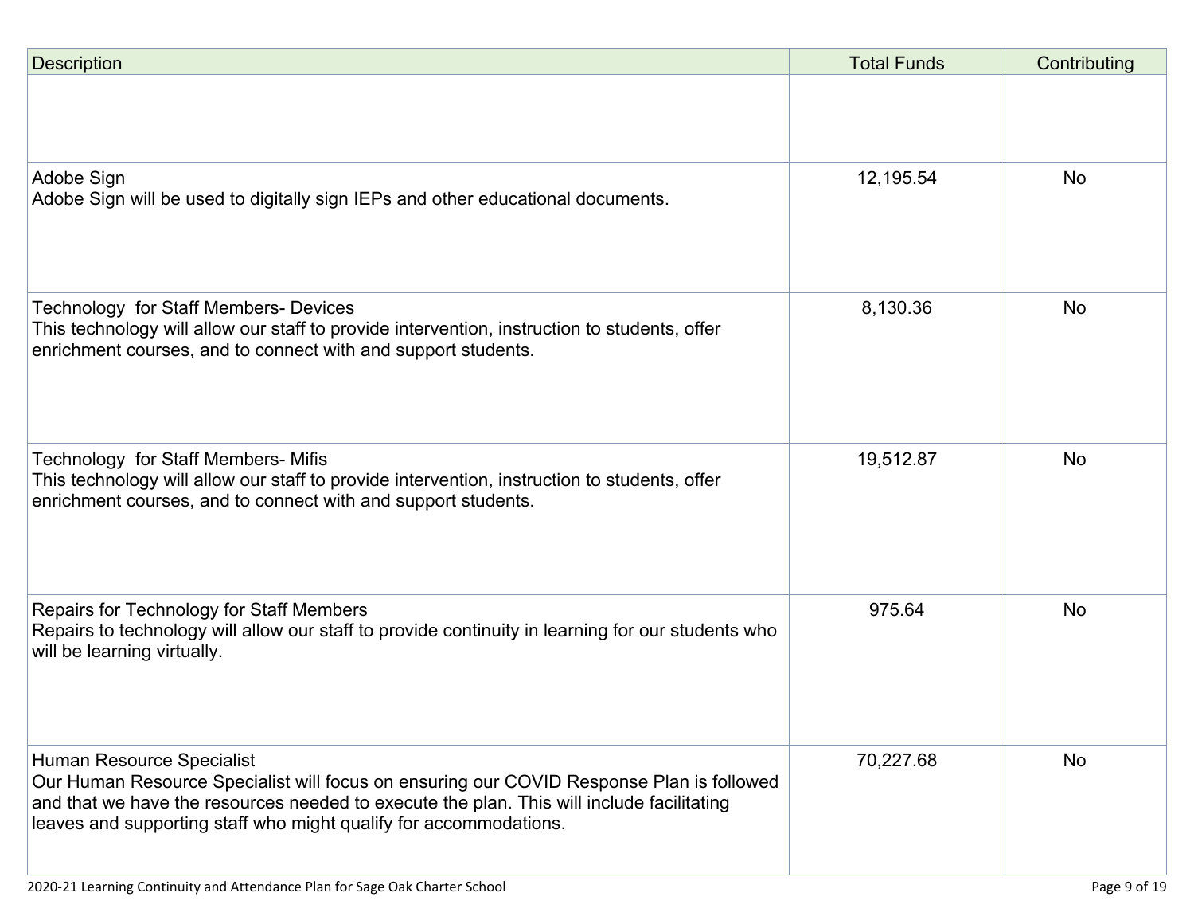| Description | Total Funds | Contributing |
|---|---|---|
| | | |
| Adobe Sign<br>Adobe Sign will be used to digitally sign IEPs and other educational documents. | 12,195.54 | No |
| Technology  for Staff Members- Devices<br>This technology will allow our staff to provide intervention, instruction to students, offer enrichment courses, and to connect with and support students. | 8,130.36 | No |
| Technology  for Staff Members- Mifis<br>This technology will allow our staff to provide intervention, instruction to students, offer enrichment courses, and to connect with and support students. | 19,512.87 | No |
| Repairs for Technology for Staff Members<br>Repairs to technology will allow our staff to provide continuity in learning for our students who will be learning virtually. | 975.64 | No |
| Human Resource Specialist<br>Our Human Resource Specialist will focus on ensuring our COVID Response Plan is followed and that we have the resources needed to execute the plan. This will include facilitating leaves and supporting staff who might qualify for accommodations. | 70,227.68 | No |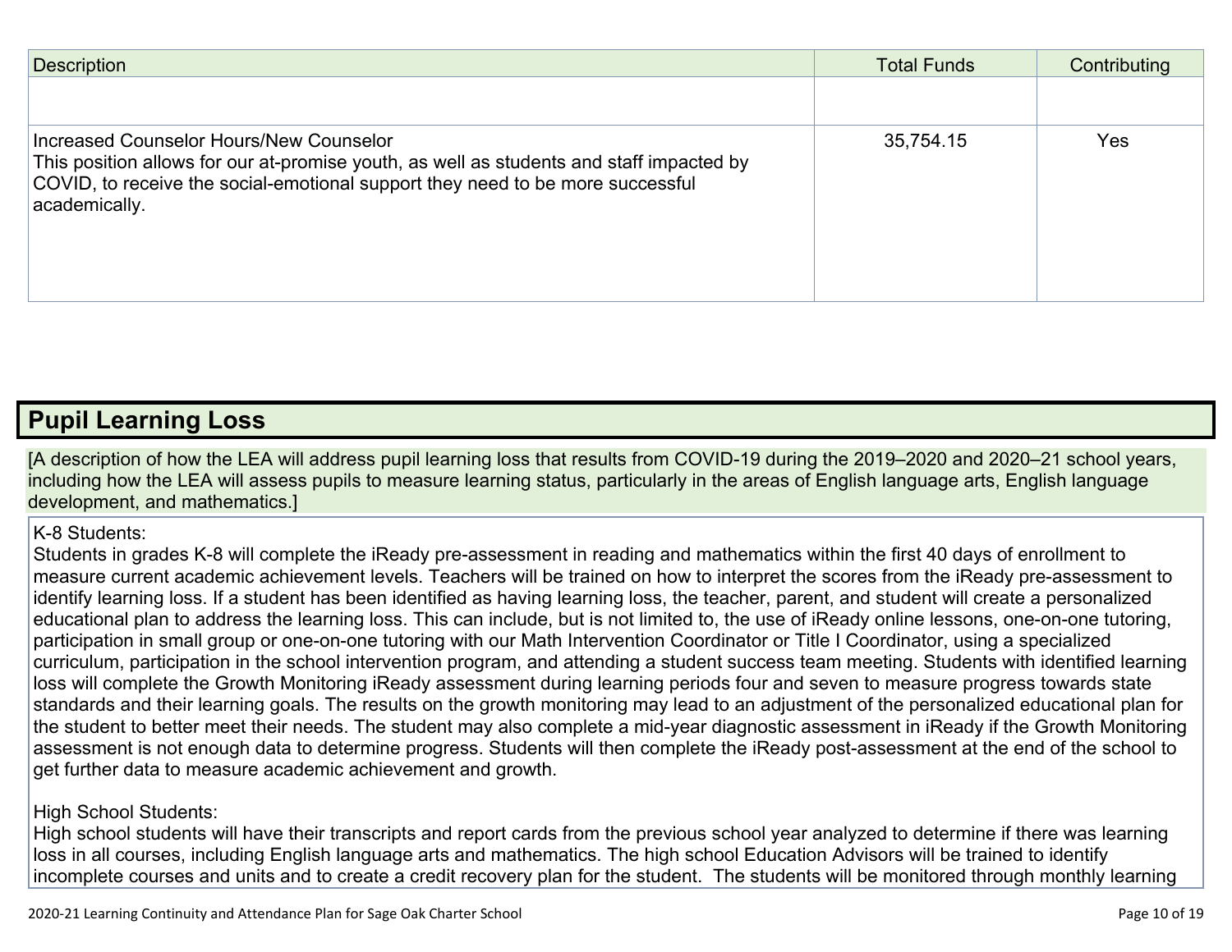| Description | Total Funds | Contributing |
| --- | --- | --- |
| | | |
| Increased Counselor Hours/New Counselor<br>This position allows for our at-promise youth, as well as students and staff impacted by COVID, to receive the social-emotional support they need to be more successful academically. | 35,754.15 | Yes |

## Pupil Learning Loss

[A description of how the LEA will address pupil learning loss that results from COVID-19 during the 2019–2020 and 2020–21 school years, including how the LEA will assess pupils to measure learning status, particularly in the areas of English language arts, English language development, and mathematics.]

K-8 Students:
Students in grades K-8 will complete the iReady pre-assessment in reading and mathematics within the first 40 days of enrollment to measure current academic achievement levels. Teachers will be trained on how to interpret the scores from the iReady pre-assessment to identify learning loss. If a student has been identified as having learning loss, the teacher, parent, and student will create a personalized educational plan to address the learning loss. This can include, but is not limited to, the use of iReady online lessons, one-on-one tutoring, participation in small group or one-on-one tutoring with our Math Intervention Coordinator or Title I Coordinator, using a specialized curriculum, participation in the school intervention program, and attending a student success team meeting. Students with identified learning loss will complete the Growth Monitoring iReady assessment during learning periods four and seven to measure progress towards state standards and their learning goals. The results on the growth monitoring may lead to an adjustment of the personalized educational plan for the student to better meet their needs. The student may also complete a mid-year diagnostic assessment in iReady if the Growth Monitoring assessment is not enough data to determine progress. Students will then complete the iReady post-assessment at the end of the school to get further data to measure academic achievement and growth.

High School Students:
High school students will have their transcripts and report cards from the previous school year analyzed to determine if there was learning loss in all courses, including English language arts and mathematics. The high school Education Advisors will be trained to identify incomplete courses and units and to create a credit recovery plan for the student. The students will be monitored through monthly learning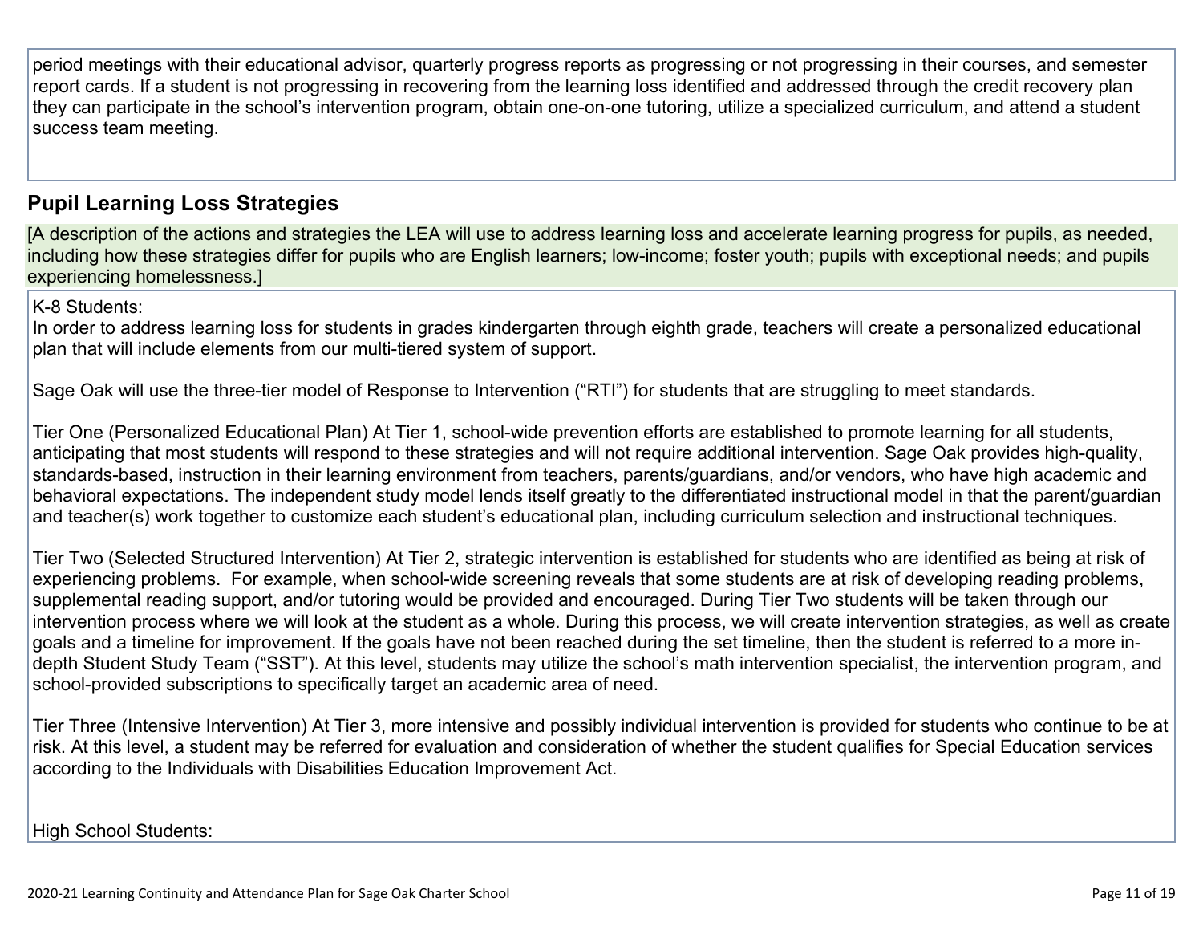period meetings with their educational advisor, quarterly progress reports as progressing or not progressing in their courses, and semester report cards. If a student is not progressing in recovering from the learning loss identified and addressed through the credit recovery plan they can participate in the school's intervention program, obtain one-on-one tutoring, utilize a specialized curriculum, and attend a student success team meeting.

## Pupil Learning Loss Strategies

[A description of the actions and strategies the LEA will use to address learning loss and accelerate learning progress for pupils, as needed, including how these strategies differ for pupils who are English learners; low-income; foster youth; pupils with exceptional needs; and pupils experiencing homelessness.]

K-8 Students:
In order to address learning loss for students in grades kindergarten through eighth grade, teachers will create a personalized educational plan that will include elements from our multi-tiered system of support.

Sage Oak will use the three-tier model of Response to Intervention ("RTI") for students that are struggling to meet standards.

Tier One (Personalized Educational Plan) At Tier 1, school-wide prevention efforts are established to promote learning for all students, anticipating that most students will respond to these strategies and will not require additional intervention. Sage Oak provides high-quality, standards-based, instruction in their learning environment from teachers, parents/guardians, and/or vendors, who have high academic and behavioral expectations. The independent study model lends itself greatly to the differentiated instructional model in that the parent/guardian and teacher(s) work together to customize each student's educational plan, including curriculum selection and instructional techniques.

Tier Two (Selected Structured Intervention) At Tier 2, strategic intervention is established for students who are identified as being at risk of experiencing problems. For example, when school-wide screening reveals that some students are at risk of developing reading problems, supplemental reading support, and/or tutoring would be provided and encouraged. During Tier Two students will be taken through our intervention process where we will look at the student as a whole. During this process, we will create intervention strategies, as well as create goals and a timeline for improvement. If the goals have not been reached during the set timeline, then the student is referred to a more in-depth Student Study Team ("SST"). At this level, students may utilize the school's math intervention specialist, the intervention program, and school-provided subscriptions to specifically target an academic area of need.

Tier Three (Intensive Intervention) At Tier 3, more intensive and possibly individual intervention is provided for students who continue to be at risk. At this level, a student may be referred for evaluation and consideration of whether the student qualifies for Special Education services according to the Individuals with Disabilities Education Improvement Act.

High School Students: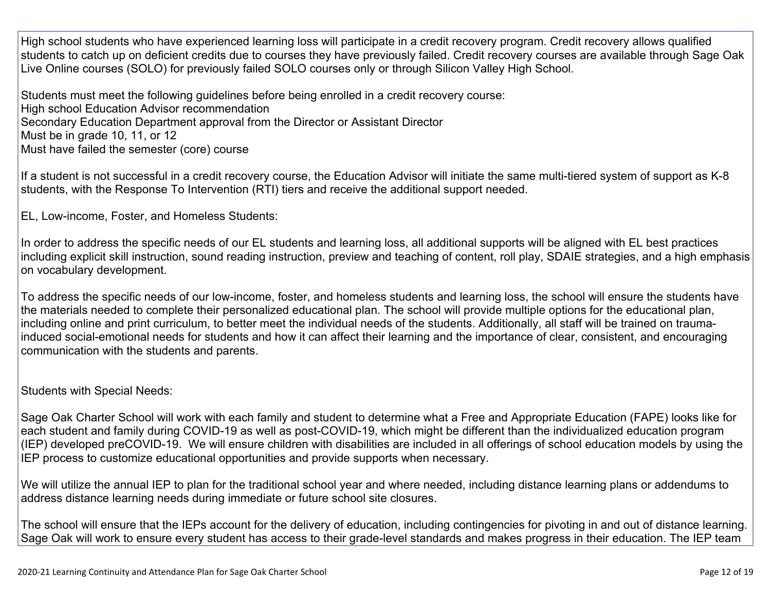High school students who have experienced learning loss will participate in a credit recovery program. Credit recovery allows qualified students to catch up on deficient credits due to courses they have previously failed. Credit recovery courses are available through Sage Oak Live Online courses (SOLO) for previously failed SOLO courses only or through Silicon Valley High School.

Students must meet the following guidelines before being enrolled in a credit recovery course:
High school Education Advisor recommendation
Secondary Education Department approval from the Director or Assistant Director
Must be in grade 10, 11, or 12
Must have failed the semester (core) course

If a student is not successful in a credit recovery course, the Education Advisor will initiate the same multi-tiered system of support as K-8 students, with the Response To Intervention (RTI) tiers and receive the additional support needed.

EL, Low-income, Foster, and Homeless Students:

In order to address the specific needs of our EL students and learning loss, all additional supports will be aligned with EL best practices including explicit skill instruction, sound reading instruction, preview and teaching of content, roll play, SDAIE strategies, and a high emphasis on vocabulary development.

To address the specific needs of our low-income, foster, and homeless students and learning loss, the school will ensure the students have the materials needed to complete their personalized educational plan. The school will provide multiple options for the educational plan, including online and print curriculum, to better meet the individual needs of the students. Additionally, all staff will be trained on trauma-induced social-emotional needs for students and how it can affect their learning and the importance of clear, consistent, and encouraging communication with the students and parents.

Students with Special Needs:

Sage Oak Charter School will work with each family and student to determine what a Free and Appropriate Education (FAPE) looks like for each student and family during COVID-19 as well as post-COVID-19, which might be different than the individualized education program (IEP) developed preCOVID-19. We will ensure children with disabilities are included in all offerings of school education models by using the IEP process to customize educational opportunities and provide supports when necessary.

We will utilize the annual IEP to plan for the traditional school year and where needed, including distance learning plans or addendums to address distance learning needs during immediate or future school site closures.

The school will ensure that the IEPs account for the delivery of education, including contingencies for pivoting in and out of distance learning. Sage Oak will work to ensure every student has access to their grade-level standards and makes progress in their education. The IEP team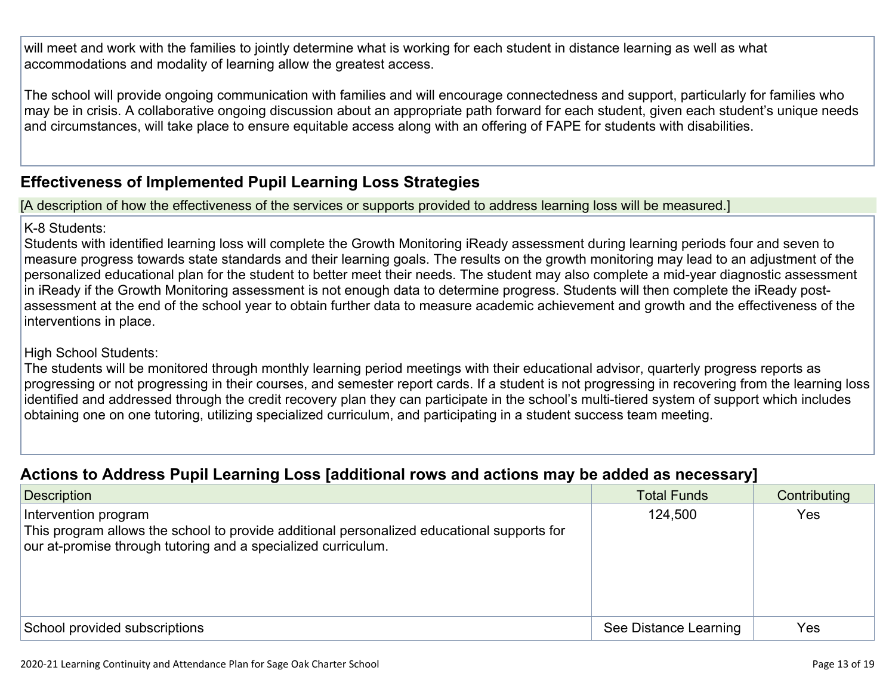will meet and work with the families to jointly determine what is working for each student in distance learning as well as what accommodations and modality of learning allow the greatest access.

The school will provide ongoing communication with families and will encourage connectedness and support, particularly for families who may be in crisis. A collaborative ongoing discussion about an appropriate path forward for each student, given each student's unique needs and circumstances, will take place to ensure equitable access along with an offering of FAPE for students with disabilities.

## Effectiveness of Implemented Pupil Learning Loss Strategies

[A description of how the effectiveness of the services or supports provided to address learning loss will be measured.]

K-8 Students:
Students with identified learning loss will complete the Growth Monitoring iReady assessment during learning periods four and seven to measure progress towards state standards and their learning goals. The results on the growth monitoring may lead to an adjustment of the personalized educational plan for the student to better meet their needs. The student may also complete a mid-year diagnostic assessment in iReady if the Growth Monitoring assessment is not enough data to determine progress. Students will then complete the iReady post-assessment at the end of the school year to obtain further data to measure academic achievement and growth and the effectiveness of the interventions in place.

High School Students:
The students will be monitored through monthly learning period meetings with their educational advisor, quarterly progress reports as progressing or not progressing in their courses, and semester report cards. If a student is not progressing in recovering from the learning loss identified and addressed through the credit recovery plan they can participate in the school's multi-tiered system of support which includes obtaining one on one tutoring, utilizing specialized curriculum, and participating in a student success team meeting.

## Actions to Address Pupil Learning Loss [additional rows and actions may be added as necessary]

| Description | Total Funds | Contributing |
|---|---|---|
| Intervention program<br>This program allows the school to provide additional personalized educational supports for our at-promise through tutoring and a specialized curriculum. | 124,500 | Yes |
| School provided subscriptions | See Distance Learning | Yes |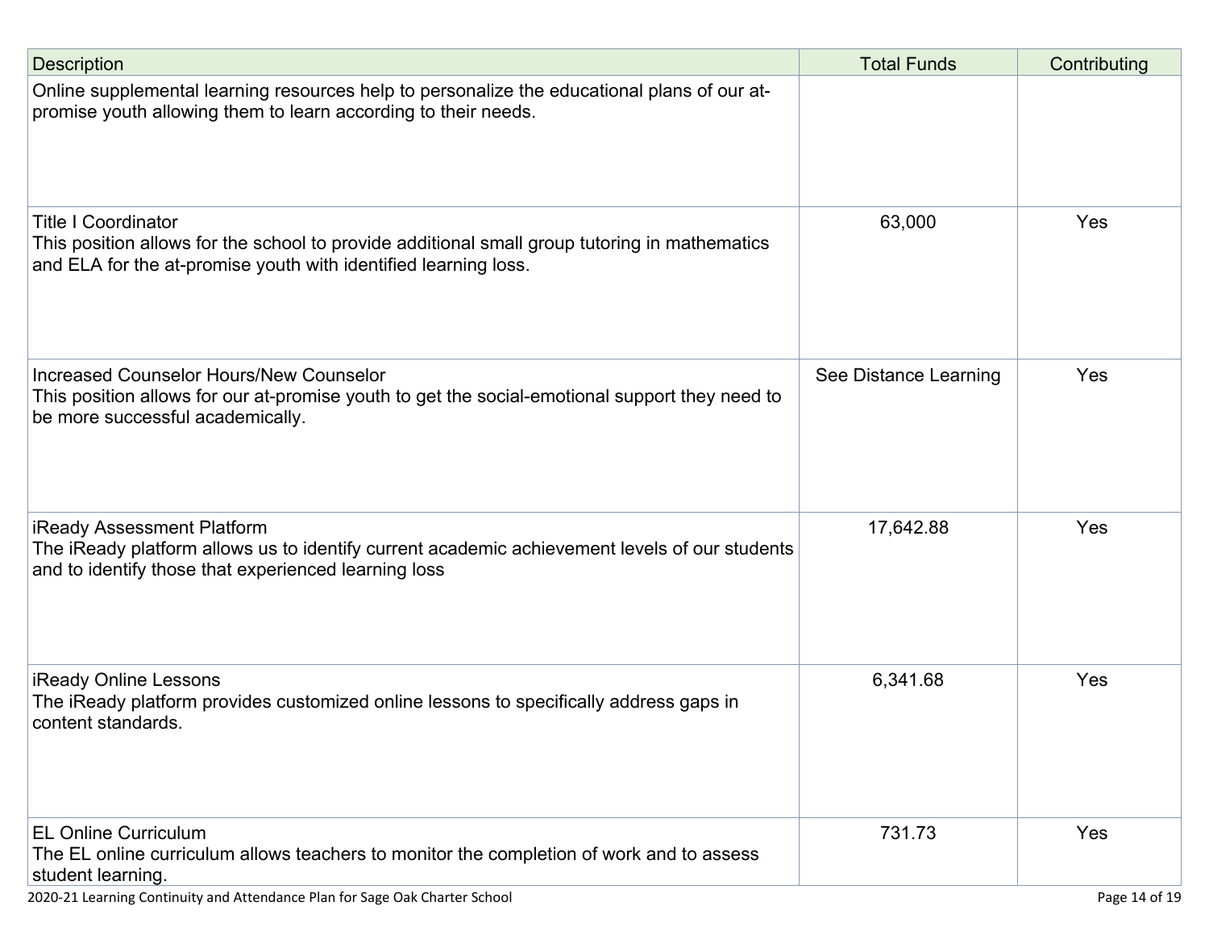| Description | Total Funds | Contributing |
| --- | --- | --- |
| Online supplemental learning resources help to personalize the educational plans of our at-promise youth allowing them to learn according to their needs. | | |
| Title I Coordinator<br>This position allows for the school to provide additional small group tutoring in mathematics and ELA for the at-promise youth with identified learning loss. | 63,000 | Yes |
| Increased Counselor Hours/New Counselor<br>This position allows for our at-promise youth to get the social-emotional support they need to be more successful academically. | See Distance Learning | Yes |
| iReady Assessment Platform<br>The iReady platform allows us to identify current academic achievement levels of our students and to identify those that experienced learning loss | 17,642.88 | Yes |
| iReady Online Lessons<br>The iReady platform provides customized online lessons to specifically address gaps in content standards. | 6,341.68 | Yes |
| EL Online Curriculum<br>The EL online curriculum allows teachers to monitor the completion of work and to assess student learning. | 731.73 | Yes |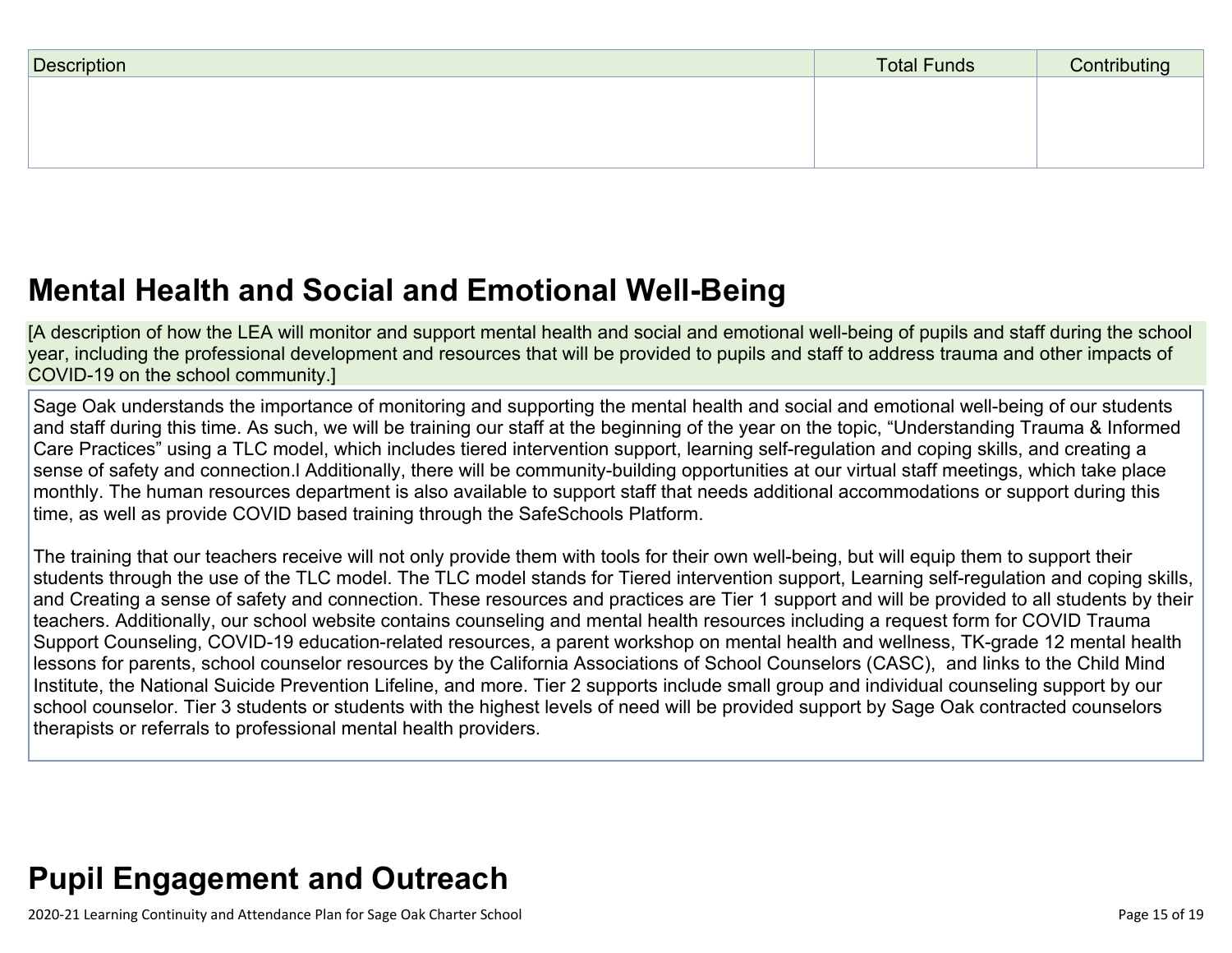| Description | Total Funds | Contributing |
|---|---|---|
| | | |

## Mental Health and Social and Emotional Well-Being

[A description of how the LEA will monitor and support mental health and social and emotional well-being of pupils and staff during the school year, including the professional development and resources that will be provided to pupils and staff to address trauma and other impacts of COVID-19 on the school community.]

Sage Oak understands the importance of monitoring and supporting the mental health and social and emotional well-being of our students and staff during this time. As such, we will be training our staff at the beginning of the year on the topic, “Understanding Trauma & Informed Care Practices” using a TLC model, which includes tiered intervention support, learning self-regulation and coping skills, and creating a sense of safety and connection.l Additionally, there will be community-building opportunities at our virtual staff meetings, which take place monthly. The human resources department is also available to support staff that needs additional accommodations or support during this time, as well as provide COVID based training through the SafeSchools Platform.

The training that our teachers receive will not only provide them with tools for their own well-being, but will equip them to support their students through the use of the TLC model. The TLC model stands for Tiered intervention support, Learning self-regulation and coping skills, and Creating a sense of safety and connection. These resources and practices are Tier 1 support and will be provided to all students by their teachers. Additionally, our school website contains counseling and mental health resources including a request form for COVID Trauma Support Counseling, COVID-19 education-related resources, a parent workshop on mental health and wellness, TK-grade 12 mental health lessons for parents, school counselor resources by the California Associations of School Counselors (CASC), and links to the Child Mind Institute, the National Suicide Prevention Lifeline, and more. Tier 2 supports include small group and individual counseling support by our school counselor. Tier 3 students or students with the highest levels of need will be provided support by Sage Oak contracted counselors therapists or referrals to professional mental health providers.

## Pupil Engagement and Outreach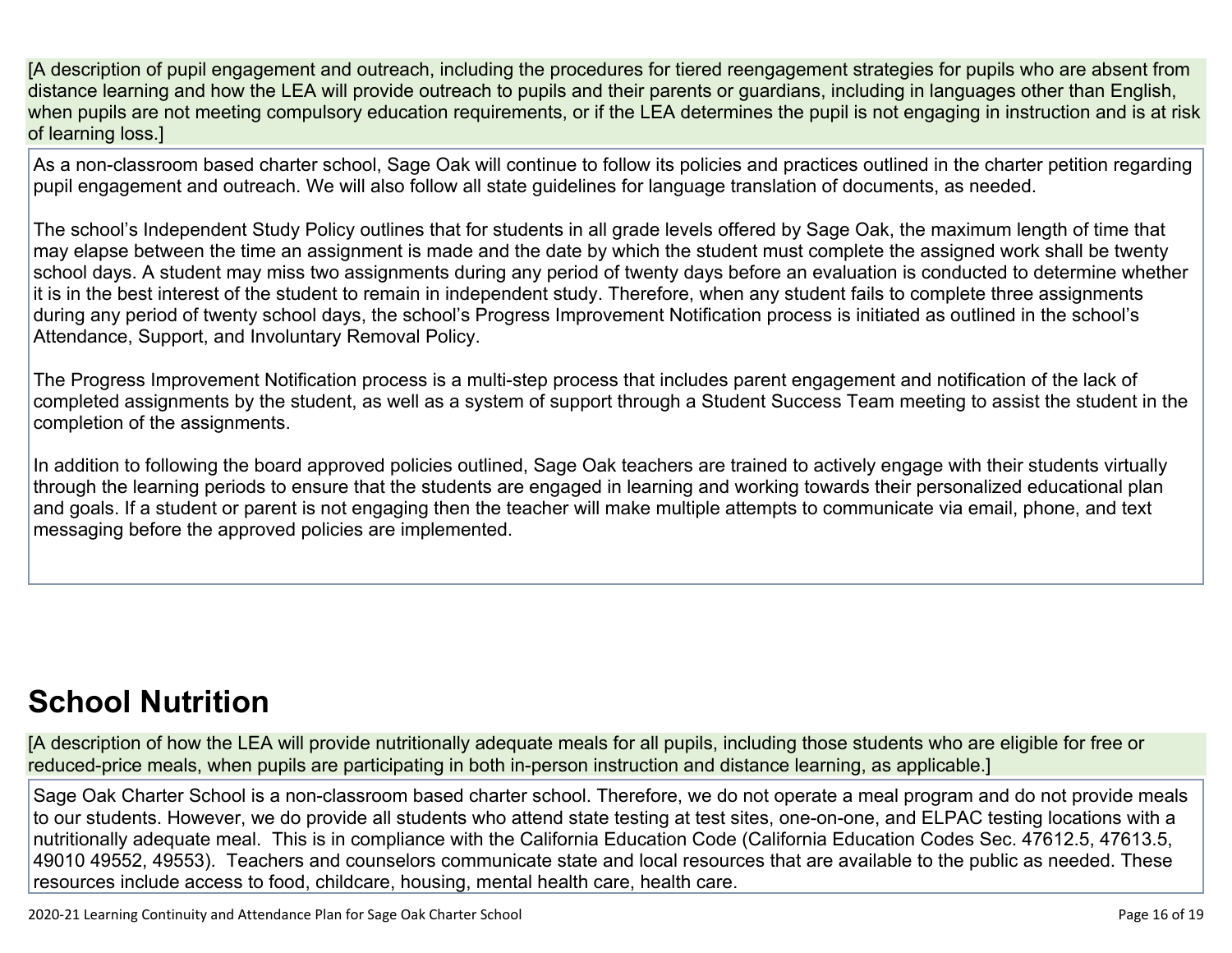[A description of pupil engagement and outreach, including the procedures for tiered reengagement strategies for pupils who are absent from distance learning and how the LEA will provide outreach to pupils and their parents or guardians, including in languages other than English, when pupils are not meeting compulsory education requirements, or if the LEA determines the pupil is not engaging in instruction and is at risk of learning loss.]

As a non-classroom based charter school, Sage Oak will continue to follow its policies and practices outlined in the charter petition regarding pupil engagement and outreach. We will also follow all state guidelines for language translation of documents, as needed.

The school's Independent Study Policy outlines that for students in all grade levels offered by Sage Oak, the maximum length of time that may elapse between the time an assignment is made and the date by which the student must complete the assigned work shall be twenty school days. A student may miss two assignments during any period of twenty days before an evaluation is conducted to determine whether it is in the best interest of the student to remain in independent study. Therefore, when any student fails to complete three assignments during any period of twenty school days, the school's Progress Improvement Notification process is initiated as outlined in the school's Attendance, Support, and Involuntary Removal Policy.

The Progress Improvement Notification process is a multi-step process that includes parent engagement and notification of the lack of completed assignments by the student, as well as a system of support through a Student Success Team meeting to assist the student in the completion of the assignments.

In addition to following the board approved policies outlined, Sage Oak teachers are trained to actively engage with their students virtually through the learning periods to ensure that the students are engaged in learning and working towards their personalized educational plan and goals. If a student or parent is not engaging then the teacher will make multiple attempts to communicate via email, phone, and text messaging before the approved policies are implemented.

# School Nutrition

[A description of how the LEA will provide nutritionally adequate meals for all pupils, including those students who are eligible for free or reduced-price meals, when pupils are participating in both in-person instruction and distance learning, as applicable.]

Sage Oak Charter School is a non-classroom based charter school. Therefore, we do not operate a meal program and do not provide meals to our students. However, we do provide all students who attend state testing at test sites, one-on-one, and ELPAC testing locations with a nutritionally adequate meal. This is in compliance with the California Education Code (California Education Codes Sec. 47612.5, 47613.5, 49010 49552, 49553). Teachers and counselors communicate state and local resources that are available to the public as needed. These resources include access to food, childcare, housing, mental health care, health care.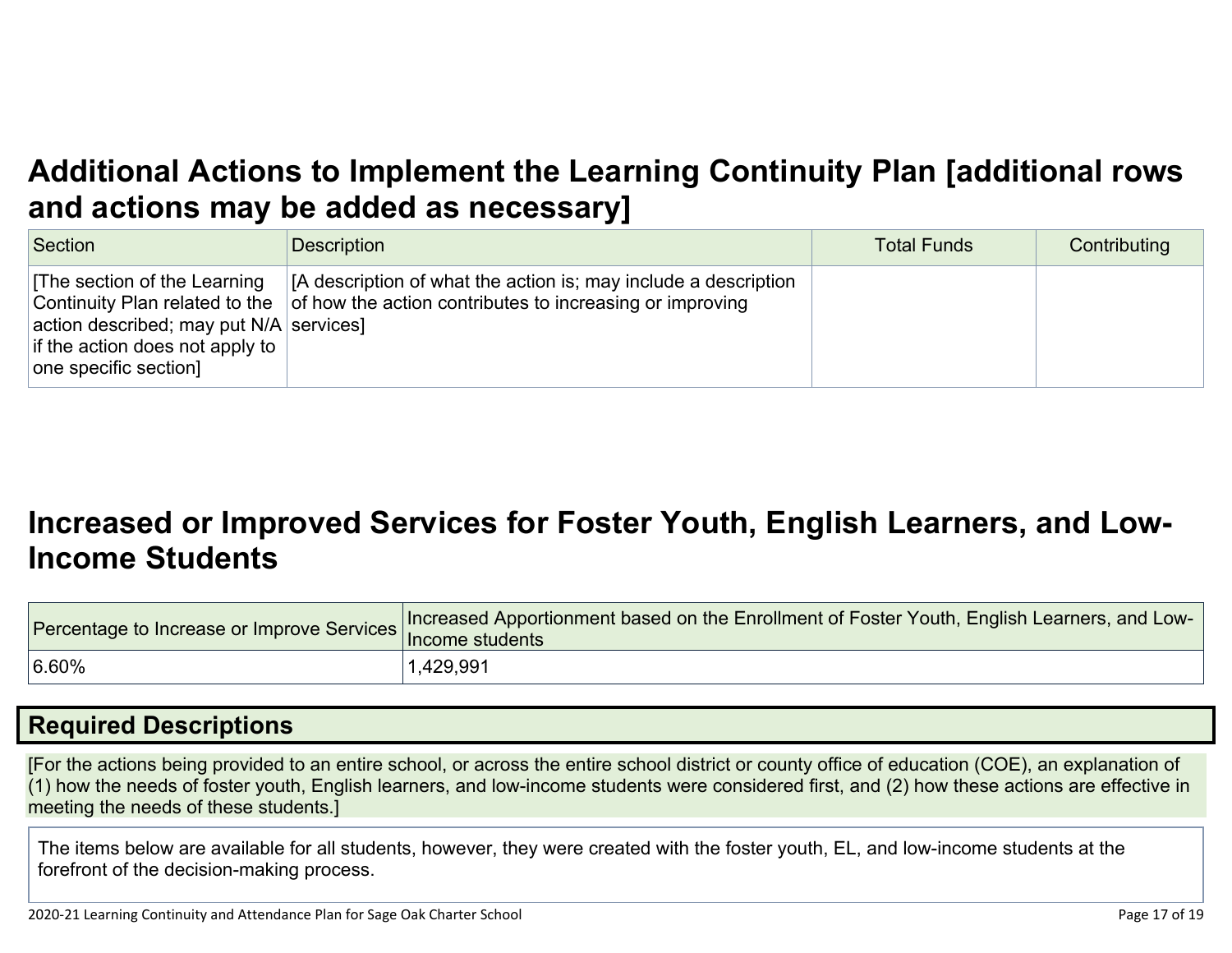## Additional Actions to Implement the Learning Continuity Plan [additional rows and actions may be added as necessary]

| Section | Description | Total Funds | Contributing |
|---|---|---|---|
| [The section of the Learning Continuity Plan related to the action described; may put N/A if the action does not apply to one specific section] | [A description of what the action is; may include a description of how the action contributes to increasing or improving services] | | |

## Increased or Improved Services for Foster Youth, English Learners, and Low-Income Students

| Percentage to Increase or Improve Services | Increased Apportionment based on the Enrollment of Foster Youth, English Learners, and Low-Income students |
|---|---|
| 6.60% | 1,429,991 |

### Required Descriptions

[For the actions being provided to an entire school, or across the entire school district or county office of education (COE), an explanation of (1) how the needs of foster youth, English learners, and low-income students were considered first, and (2) how these actions are effective in meeting the needs of these students.]

The items below are available for all students, however, they were created with the foster youth, EL, and low-income students at the forefront of the decision-making process.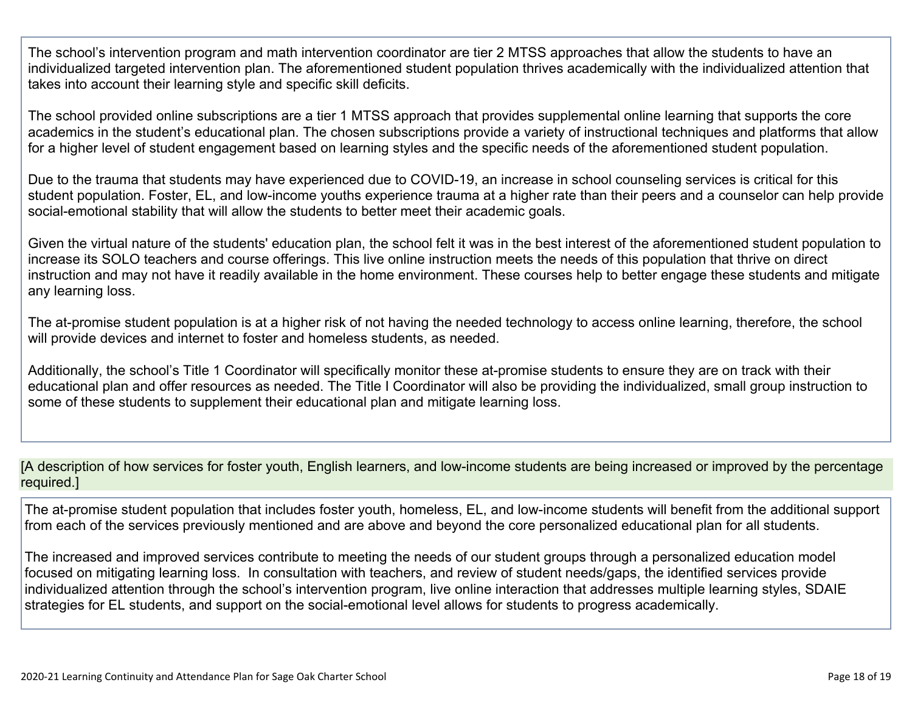The school's intervention program and math intervention coordinator are tier 2 MTSS approaches that allow the students to have an individualized targeted intervention plan. The aforementioned student population thrives academically with the individualized attention that takes into account their learning style and specific skill deficits.

The school provided online subscriptions are a tier 1 MTSS approach that provides supplemental online learning that supports the core academics in the student's educational plan. The chosen subscriptions provide a variety of instructional techniques and platforms that allow for a higher level of student engagement based on learning styles and the specific needs of the aforementioned student population.

Due to the trauma that students may have experienced due to COVID-19, an increase in school counseling services is critical for this student population. Foster, EL, and low-income youths experience trauma at a higher rate than their peers and a counselor can help provide social-emotional stability that will allow the students to better meet their academic goals.

Given the virtual nature of the students' education plan, the school felt it was in the best interest of the aforementioned student population to increase its SOLO teachers and course offerings. This live online instruction meets the needs of this population that thrive on direct instruction and may not have it readily available in the home environment. These courses help to better engage these students and mitigate any learning loss.

The at-promise student population is at a higher risk of not having the needed technology to access online learning, therefore, the school will provide devices and internet to foster and homeless students, as needed.

Additionally, the school's Title 1 Coordinator will specifically monitor these at-promise students to ensure they are on track with their educational plan and offer resources as needed. The Title I Coordinator will also be providing the individualized, small group instruction to some of these students to supplement their educational plan and mitigate learning loss.

[A description of how services for foster youth, English learners, and low-income students are being increased or improved by the percentage required.]

The at-promise student population that includes foster youth, homeless, EL, and low-income students will benefit from the additional support from each of the services previously mentioned and are above and beyond the core personalized educational plan for all students.

The increased and improved services contribute to meeting the needs of our student groups through a personalized education model focused on mitigating learning loss. In consultation with teachers, and review of student needs/gaps, the identified services provide individualized attention through the school's intervention program, live online interaction that addresses multiple learning styles, SDAIE strategies for EL students, and support on the social-emotional level allows for students to progress academically.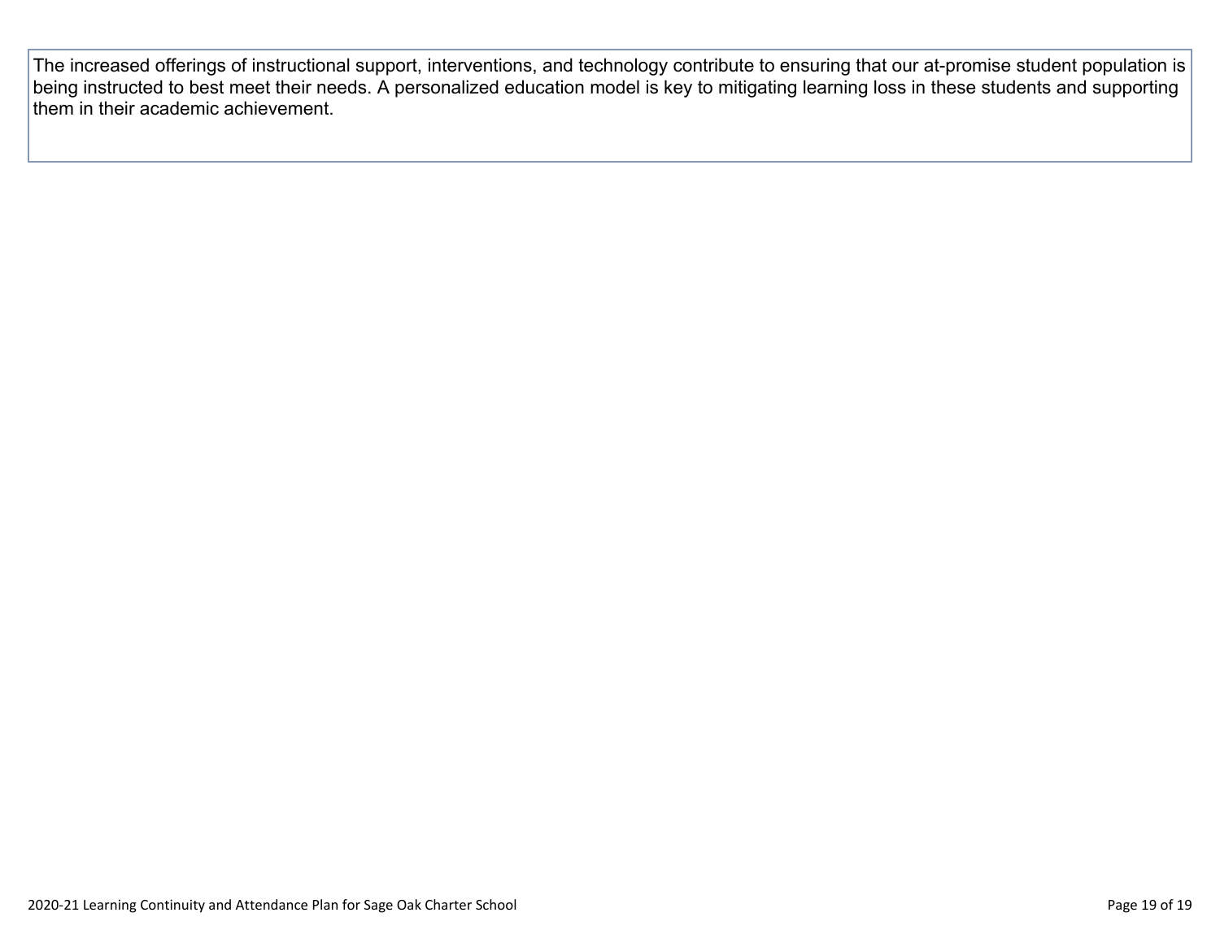The increased offerings of instructional support, interventions, and technology contribute to ensuring that our at-promise student population is being instructed to best meet their needs. A personalized education model is key to mitigating learning loss in these students and supporting them in their academic achievement.